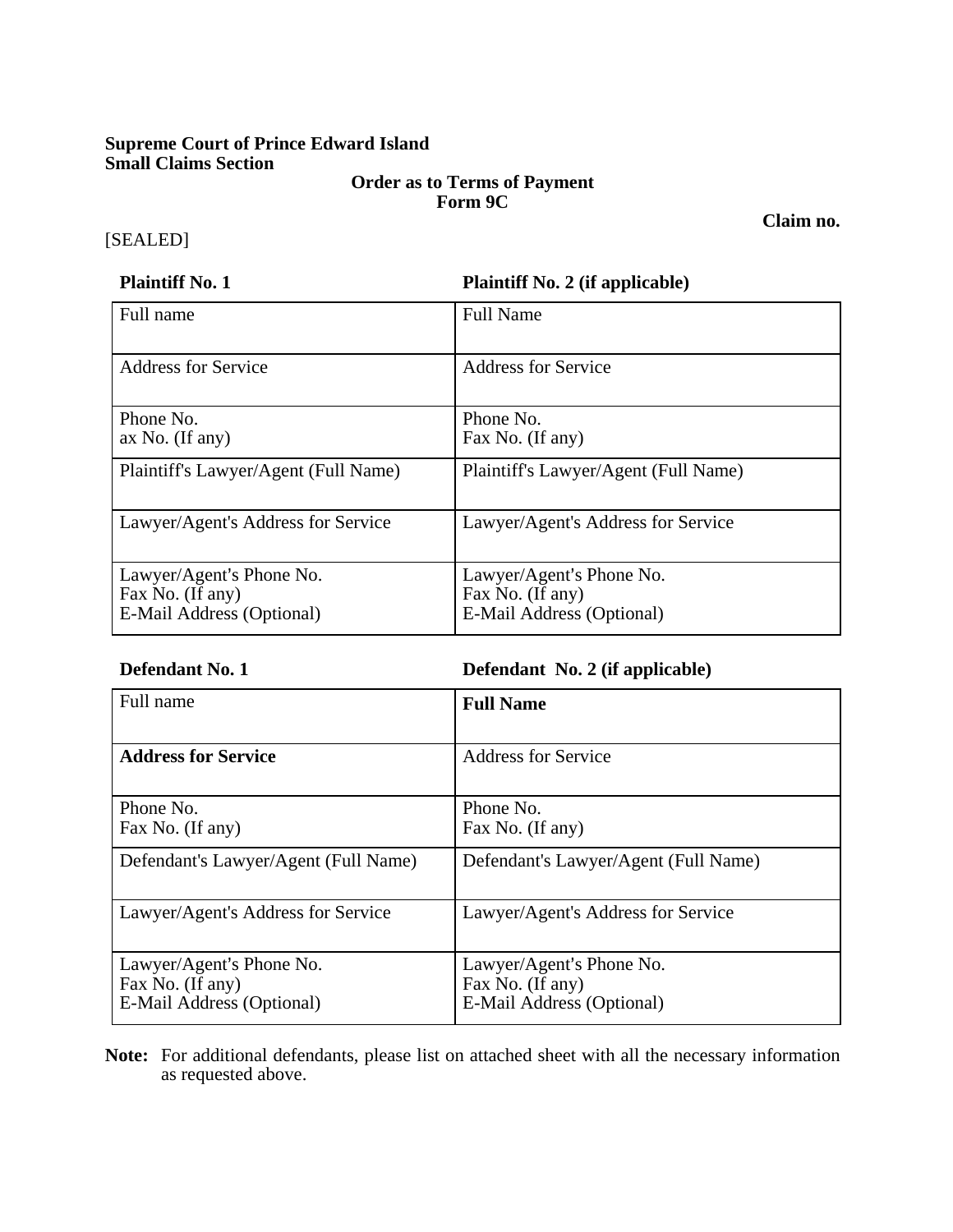**Supreme Court of Prince Edward Island**
**Small Claims Section**

**Order as to Terms of Payment**
**Form 9C**

**Claim no.**

[SEALED]

| **Plaintiff No. 1** | **Plaintiff No. 2 (if applicable)** |
|---|---|
| Full name | Full Name |
| Address for Service | Address for Service |
| Phone No.<br>ax No. (If any) | Phone No.<br>Fax No. (If any) |
| Plaintiff's Lawyer/Agent (Full Name) | Plaintiff's Lawyer/Agent (Full Name) |
| Lawyer/Agent's Address for Service | Lawyer/Agent's Address for Service |
| Lawyer/Agent's Phone No.<br>Fax No. (If any)<br>E-Mail Address (Optional) | Lawyer/Agent's Phone No.<br>Fax No. (If any)<br>E-Mail Address (Optional) |

| **Defendant No. 1** | **Defendant No. 2 (if applicable)** |
|---|---|
| Full name | **Full Name** |
| **Address for Service** | Address for Service |
| Phone No.<br>Fax No. (If any) | Phone No.<br>Fax No. (If any) |
| Defendant's Lawyer/Agent (Full Name) | Defendant's Lawyer/Agent (Full Name) |
| Lawyer/Agent's Address for Service | Lawyer/Agent's Address for Service |
| Lawyer/Agent's Phone No.<br>Fax No. (If any)<br>E-Mail Address (Optional) | Lawyer/Agent's Phone No.<br>Fax No. (If any)<br>E-Mail Address (Optional) |

**Note:** For additional defendants, please list on attached sheet with all the necessary information as requested above.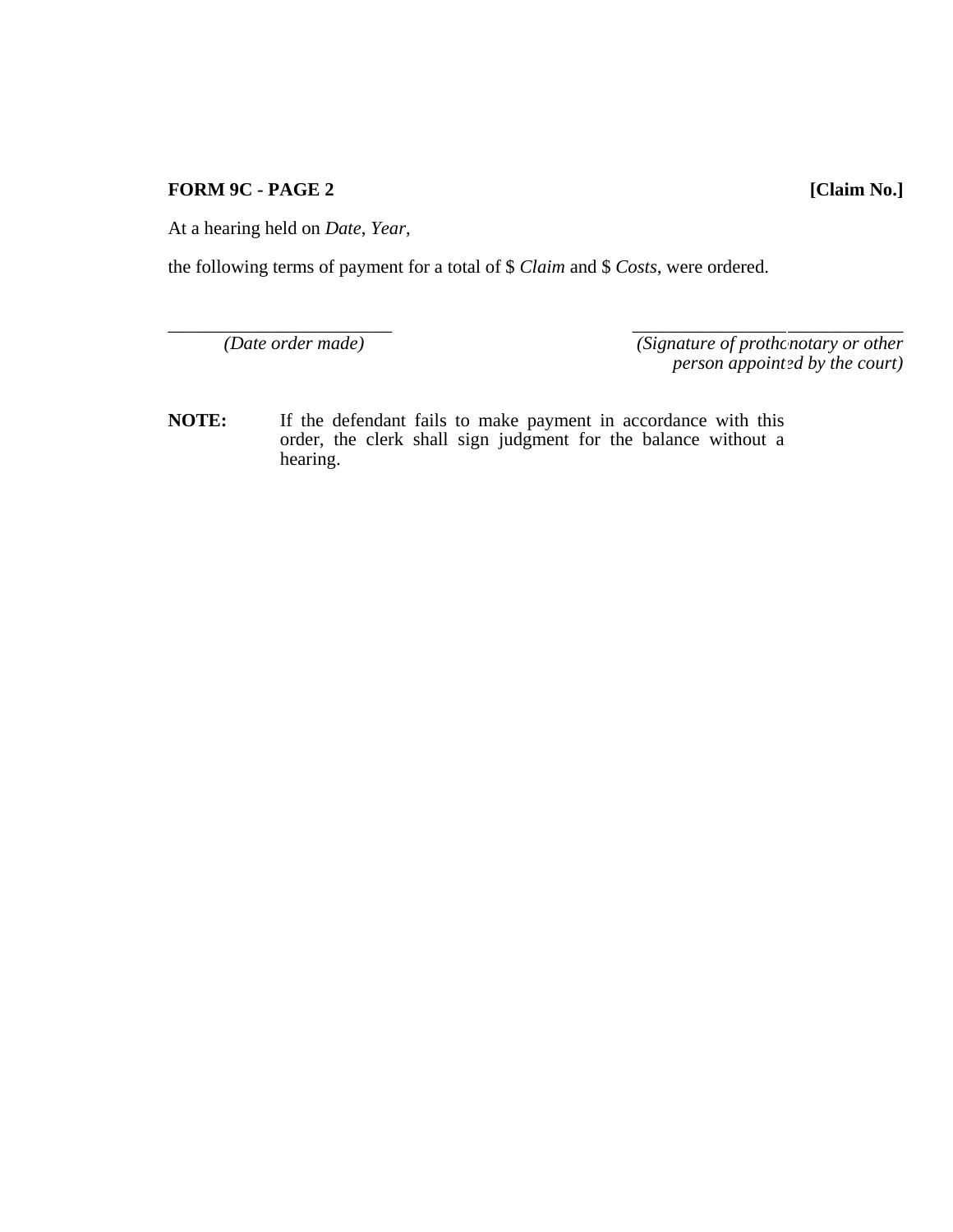**FORM 9C - PAGE 2** **[Claim No.]**

At a hearing held on *Date*, *Year*,

the following terms of payment for a total of $ *Claim* and $ *Costs*, were ordered.

________________________
*(Date order made)*

_____________________________
*(Signature of prothonotary or other person appointed by the court)*

**NOTE:** If the defendant fails to make payment in accordance with this order, the clerk shall sign judgment for the balance without a hearing.